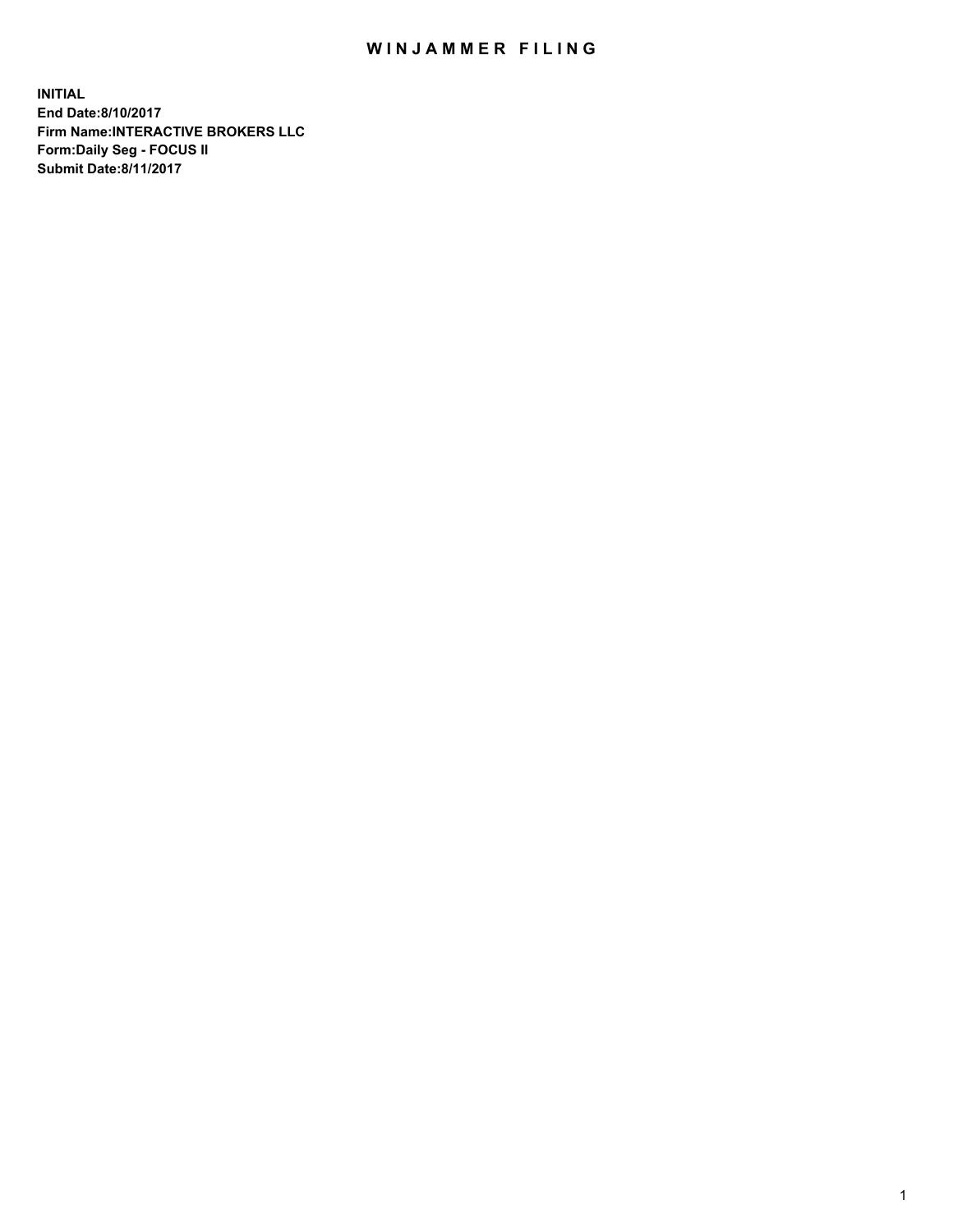# WINJAMMER FILING

**INITIAL**
**End Date:8/10/2017**
**Firm Name:INTERACTIVE BROKERS LLC**
**Form:Daily Seg - FOCUS II**
**Submit Date:8/11/2017**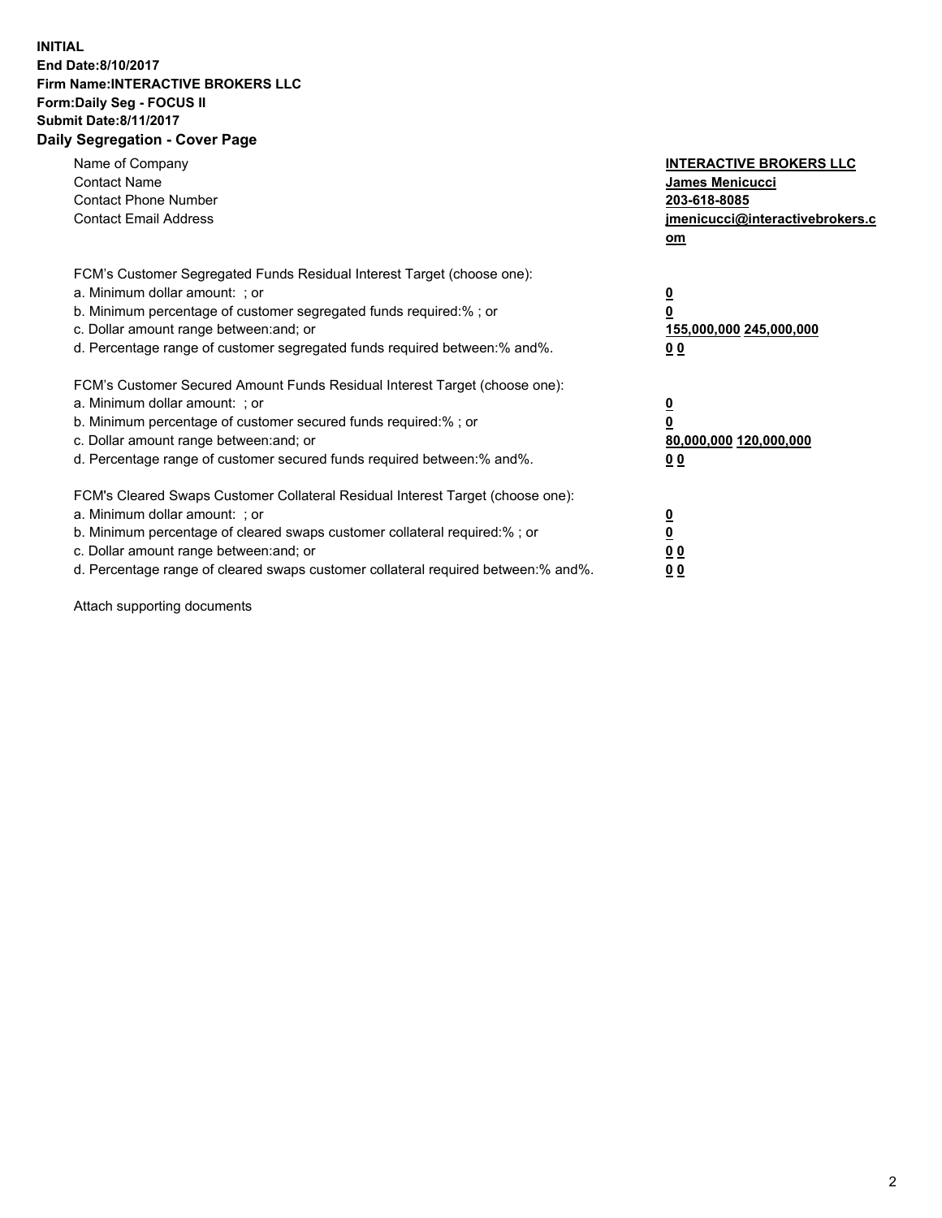**INITIAL**
**End Date:8/10/2017**
**Firm Name:INTERACTIVE BROKERS LLC**
**Form:Daily Seg - FOCUS II**
**Submit Date:8/11/2017**
**Daily Segregation - Cover Page**

| | |
|---|---|
| Name of Company | **INTERACTIVE BROKERS LLC** |
| Contact Name | **James Menicucci** |
| Contact Phone Number | **203-618-8085** |
| Contact Email Address | **jmenicucci@interactivebrokers.com** |

FCM's Customer Segregated Funds Residual Interest Target (choose one):

| | |
|---|---|
| a. Minimum dollar amount: ; or | **0** |
| b. Minimum percentage of customer segregated funds required:% ; or | **0** |
| c. Dollar amount range between:and; or | **155,000,000 245,000,000** |
| d. Percentage range of customer segregated funds required between:% and%. | **0 0** |

FCM's Customer Secured Amount Funds Residual Interest Target (choose one):

| | |
|---|---|
| a. Minimum dollar amount: ; or | **0** |
| b. Minimum percentage of customer secured funds required:% ; or | **0** |
| c. Dollar amount range between:and; or | **80,000,000 120,000,000** |
| d. Percentage range of customer secured funds required between:% and%. | **0 0** |

FCM's Cleared Swaps Customer Collateral Residual Interest Target (choose one):

| | |
|---|---|
| a. Minimum dollar amount: ; or | **0** |
| b. Minimum percentage of cleared swaps customer collateral required:% ; or | **0** |
| c. Dollar amount range between:and; or | **0 0** |
| d. Percentage range of cleared swaps customer collateral required between:% and%. | **0 0** |

Attach supporting documents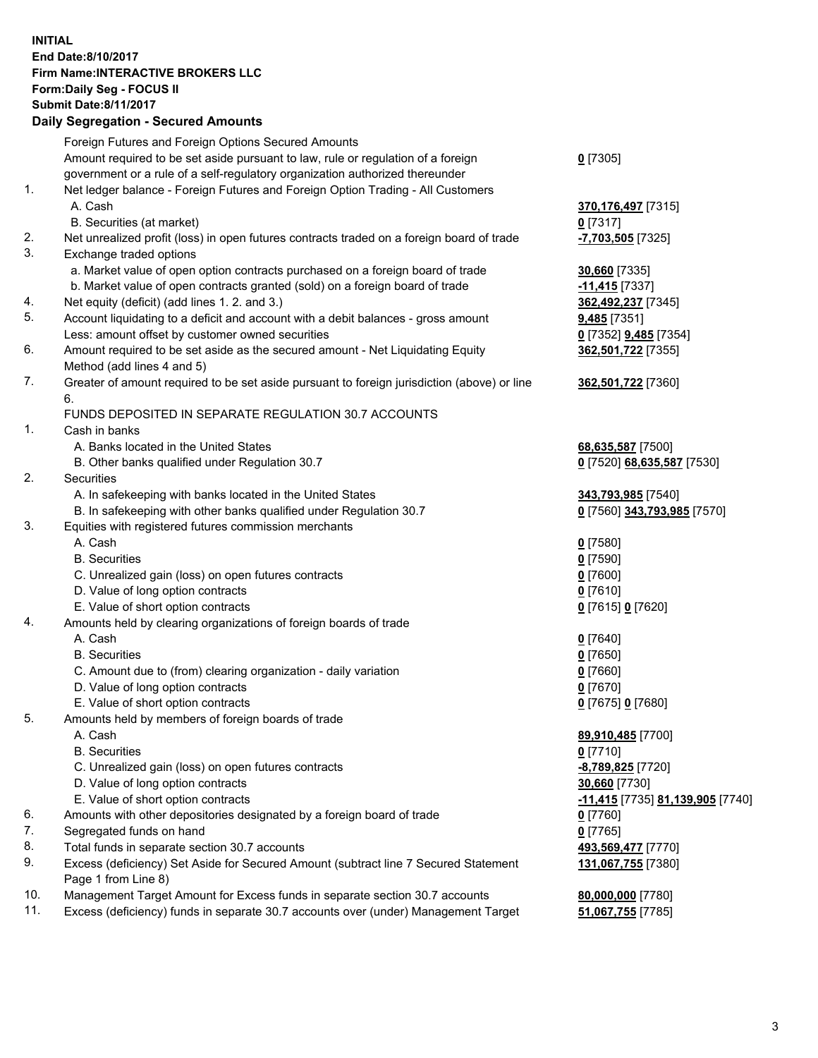**INITIAL**
**End Date:8/10/2017**
**Firm Name:INTERACTIVE BROKERS LLC**
**Form:Daily Seg - FOCUS II**
**Submit Date:8/11/2017**
**Daily Segregation - Secured Amounts**

| | | |
|---|---|---|
| | Foreign Futures and Foreign Options Secured Amounts | |
| | Amount required to be set aside pursuant to law, rule or regulation of a foreign government or a rule of a self-regulatory organization authorized thereunder | **0** [7305] |
| 1. | Net ledger balance - Foreign Futures and Foreign Option Trading - All Customers | |
| | A. Cash | **370,176,497** [7315] |
| | B. Securities (at market) | **0** [7317] |
| 2. | Net unrealized profit (loss) in open futures contracts traded on a foreign board of trade | **-7,703,505** [7325] |
| 3. | Exchange traded options | |
| | a. Market value of open option contracts purchased on a foreign board of trade | **30,660** [7335] |
| | b. Market value of open contracts granted (sold) on a foreign board of trade | **-11,415** [7337] |
| 4. | Net equity (deficit) (add lines 1. 2. and 3.) | **362,492,237** [7345] |
| 5. | Account liquidating to a deficit and account with a debit balances - gross amount | **9,485** [7351] |
| | Less: amount offset by customer owned securities | **0** [7352] **9,485** [7354] |
| 6. | Amount required to be set aside as the secured amount - Net Liquidating Equity Method (add lines 4 and 5) | **362,501,722** [7355] |
| 7. | Greater of amount required to be set aside pursuant to foreign jurisdiction (above) or line 6. | **362,501,722** [7360] |
| | FUNDS DEPOSITED IN SEPARATE REGULATION 30.7 ACCOUNTS | |
| 1. | Cash in banks | |
| | A. Banks located in the United States | **68,635,587** [7500] |
| | B. Other banks qualified under Regulation 30.7 | **0** [7520] **68,635,587** [7530] |
| 2. | Securities | |
| | A. In safekeeping with banks located in the United States | **343,793,985** [7540] |
| | B. In safekeeping with other banks qualified under Regulation 30.7 | **0** [7560] **343,793,985** [7570] |
| 3. | Equities with registered futures commission merchants | |
| | A. Cash | **0** [7580] |
| | B. Securities | **0** [7590] |
| | C. Unrealized gain (loss) on open futures contracts | **0** [7600] |
| | D. Value of long option contracts | **0** [7610] |
| | E. Value of short option contracts | **0** [7615] **0** [7620] |
| 4. | Amounts held by clearing organizations of foreign boards of trade | |
| | A. Cash | **0** [7640] |
| | B. Securities | **0** [7650] |
| | C. Amount due to (from) clearing organization - daily variation | **0** [7660] |
| | D. Value of long option contracts | **0** [7670] |
| | E. Value of short option contracts | **0** [7675] **0** [7680] |
| 5. | Amounts held by members of foreign boards of trade | |
| | A. Cash | **89,910,485** [7700] |
| | B. Securities | **0** [7710] |
| | C. Unrealized gain (loss) on open futures contracts | **-8,789,825** [7720] |
| | D. Value of long option contracts | **30,660** [7730] |
| | E. Value of short option contracts | **-11,415** [7735] **81,139,905** [7740] |
| 6. | Amounts with other depositories designated by a foreign board of trade | **0** [7760] |
| 7. | Segregated funds on hand | **0** [7765] |
| 8. | Total funds in separate section 30.7 accounts | **493,569,477** [7770] |
| 9. | Excess (deficiency) Set Aside for Secured Amount (subtract line 7 Secured Statement Page 1 from Line 8) | **131,067,755** [7380] |
| 10. | Management Target Amount for Excess funds in separate section 30.7 accounts | **80,000,000** [7780] |
| 11. | Excess (deficiency) funds in separate 30.7 accounts over (under) Management Target | **51,067,755** [7785] |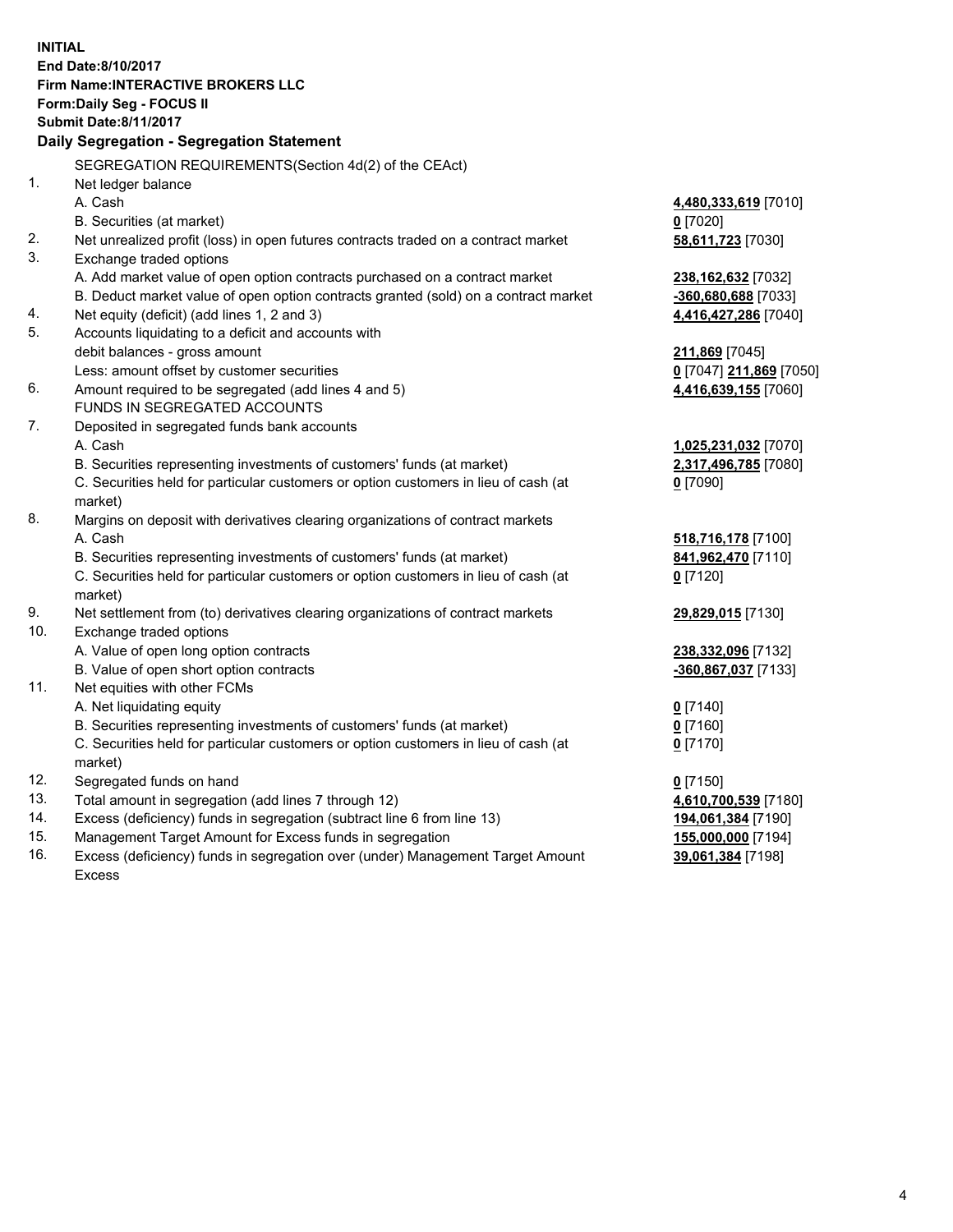**INITIAL**
**End Date:8/10/2017**
**Firm Name:INTERACTIVE BROKERS LLC**
**Form:Daily Seg - FOCUS II**
**Submit Date:8/11/2017**

## Daily Segregation - Segregation Statement

| | SEGREGATION REQUIREMENTS(Section 4d(2) of the CEAct) | |
|---|---|---|
| 1. | Net ledger balance | |
| | A. Cash | **4,480,333,619** [7010] |
| | B. Securities (at market) | **0** [7020] |
| 2. | Net unrealized profit (loss) in open futures contracts traded on a contract market | **58,611,723** [7030] |
| 3. | Exchange traded options | |
| | A. Add market value of open option contracts purchased on a contract market | **238,162,632** [7032] |
| | B. Deduct market value of open option contracts granted (sold) on a contract market | **-360,680,688** [7033] |
| 4. | Net equity (deficit) (add lines 1, 2 and 3) | **4,416,427,286** [7040] |
| 5. | Accounts liquidating to a deficit and accounts with debit balances - gross amount | **211,869** [7045] |
| | Less: amount offset by customer securities | **0** [7047] **211,869** [7050] |
| 6. | Amount required to be segregated (add lines 4 and 5) | **4,416,639,155** [7060] |
| | FUNDS IN SEGREGATED ACCOUNTS | |
| 7. | Deposited in segregated funds bank accounts | |
| | A. Cash | **1,025,231,032** [7070] |
| | B. Securities representing investments of customers' funds (at market) | **2,317,496,785** [7080] |
| | C. Securities held for particular customers or option customers in lieu of cash (at market) | **0** [7090] |
| 8. | Margins on deposit with derivatives clearing organizations of contract markets | |
| | A. Cash | **518,716,178** [7100] |
| | B. Securities representing investments of customers' funds (at market) | **841,962,470** [7110] |
| | C. Securities held for particular customers or option customers in lieu of cash (at market) | **0** [7120] |
| 9. | Net settlement from (to) derivatives clearing organizations of contract markets | **29,829,015** [7130] |
| 10. | Exchange traded options | |
| | A. Value of open long option contracts | **238,332,096** [7132] |
| | B. Value of open short option contracts | **-360,867,037** [7133] |
| 11. | Net equities with other FCMs | |
| | A. Net liquidating equity | **0** [7140] |
| | B. Securities representing investments of customers' funds (at market) | **0** [7160] |
| | C. Securities held for particular customers or option customers in lieu of cash (at market) | **0** [7170] |
| 12. | Segregated funds on hand | **0** [7150] |
| 13. | Total amount in segregation (add lines 7 through 12) | **4,610,700,539** [7180] |
| 14. | Excess (deficiency) funds in segregation (subtract line 6 from line 13) | **194,061,384** [7190] |
| 15. | Management Target Amount for Excess funds in segregation | **155,000,000** [7194] |
| 16. | Excess (deficiency) funds in segregation over (under) Management Target Amount Excess | **39,061,384** [7198] |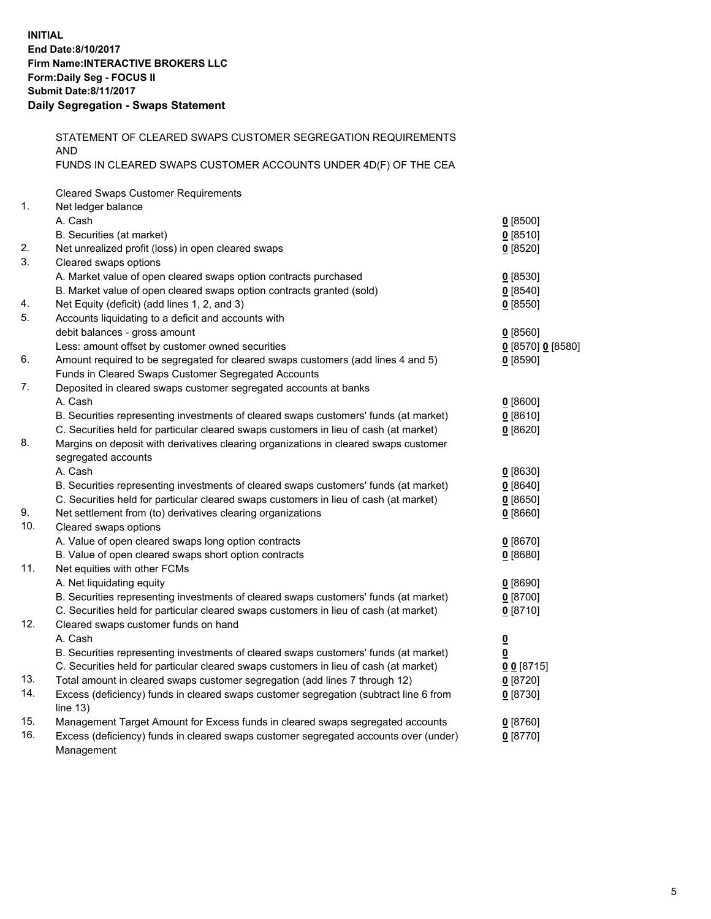**INITIAL**
**End Date:8/10/2017**
**Firm Name:INTERACTIVE BROKERS LLC**
**Form:Daily Seg - FOCUS II**
**Submit Date:8/11/2017**
**Daily Segregation - Swaps Statement**

STATEMENT OF CLEARED SWAPS CUSTOMER SEGREGATION REQUIREMENTS AND FUNDS IN CLEARED SWAPS CUSTOMER ACCOUNTS UNDER 4D(F) OF THE CEA

| | | |
|---|---|---|
| | Cleared Swaps Customer Requirements | |
| 1. | Net ledger balance | |
| | A. Cash | 0 [8500] |
| | B. Securities (at market) | 0 [8510] |
| 2. | Net unrealized profit (loss) in open cleared swaps | 0 [8520] |
| 3. | Cleared swaps options | |
| | A. Market value of open cleared swaps option contracts purchased | 0 [8530] |
| | B. Market value of open cleared swaps option contracts granted (sold) | 0 [8540] |
| 4. | Net Equity (deficit) (add lines 1, 2, and 3) | 0 [8550] |
| 5. | Accounts liquidating to a deficit and accounts with debit balances - gross amount | 0 [8560] |
| | Less: amount offset by customer owned securities | 0 [8570] 0 [8580] |
| 6. | Amount required to be segregated for cleared swaps customers (add lines 4 and 5) | 0 [8590] |
| | Funds in Cleared Swaps Customer Segregated Accounts | |
| 7. | Deposited in cleared swaps customer segregated accounts at banks | |
| | A. Cash | 0 [8600] |
| | B. Securities representing investments of cleared swaps customers' funds (at market) | 0 [8610] |
| | C. Securities held for particular cleared swaps customers in lieu of cash (at market) | 0 [8620] |
| 8. | Margins on deposit with derivatives clearing organizations in cleared swaps customer segregated accounts | |
| | A. Cash | 0 [8630] |
| | B. Securities representing investments of cleared swaps customers' funds (at market) | 0 [8640] |
| | C. Securities held for particular cleared swaps customers in lieu of cash (at market) | 0 [8650] |
| 9. | Net settlement from (to) derivatives clearing organizations | 0 [8660] |
| 10. | Cleared swaps options | |
| | A. Value of open cleared swaps long option contracts | 0 [8670] |
| | B. Value of open cleared swaps short option contracts | 0 [8680] |
| 11. | Net equities with other FCMs | |
| | A. Net liquidating equity | 0 [8690] |
| | B. Securities representing investments of cleared swaps customers' funds (at market) | 0 [8700] |
| | C. Securities held for particular cleared swaps customers in lieu of cash (at market) | 0 [8710] |
| 12. | Cleared swaps customer funds on hand | |
| | A. Cash | 0 |
| | B. Securities representing investments of cleared swaps customers' funds (at market) | 0 |
| | C. Securities held for particular cleared swaps customers in lieu of cash (at market) | 0 0 [8715] |
| 13. | Total amount in cleared swaps customer segregation (add lines 7 through 12) | 0 [8720] |
| 14. | Excess (deficiency) funds in cleared swaps customer segregation (subtract line 6 from line 13) | 0 [8730] |
| 15. | Management Target Amount for Excess funds in cleared swaps segregated accounts | 0 [8760] |
| 16. | Excess (deficiency) funds in cleared swaps customer segregated accounts over (under) Management | 0 [8770] |